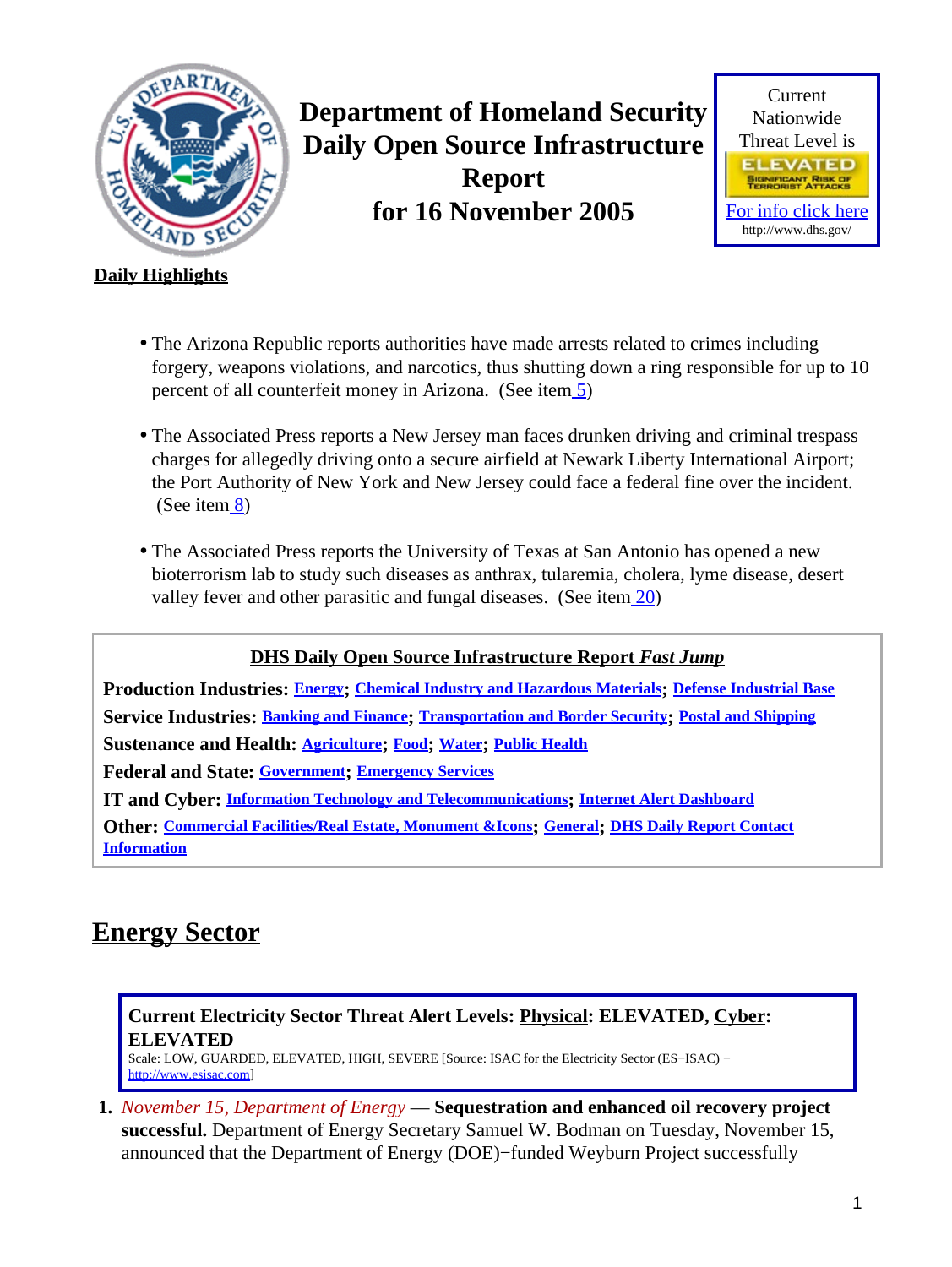# Department of Homeland Security Daily Open Source Infrastructure Report for 16 November 2005

Current Nationwide Threat Level is

ELEVATED

SIGNIFICANT RISK OF TERRORIST ATTACKS

For info click here

http://www.dhs.gov/

**Daily Highlights**

- The Arizona Republic reports authorities have made arrests related to crimes including forgery, weapons violations, and narcotics, thus shutting down a ring responsible for up to 10 percent of all counterfeit money in Arizona. (See item 5)
- The Associated Press reports a New Jersey man faces drunken driving and criminal trespass charges for allegedly driving onto a secure airfield at Newark Liberty International Airport; the Port Authority of New York and New Jersey could face a federal fine over the incident. (See item 8)
- The Associated Press reports the University of Texas at San Antonio has opened a new bioterrorism lab to study such diseases as anthrax, tularemia, cholera, lyme disease, desert valley fever and other parasitic and fungal diseases. (See item 20)

**DHS Daily Open Source Infrastructure Report *Fast Jump***

**Production Industries:** **Energy**; **Chemical Industry and Hazardous Materials**; **Defense Industrial Base**

**Service Industries:** **Banking and Finance**; **Transportation and Border Security**; **Postal and Shipping**

**Sustenance and Health:** **Agriculture**; **Food**; **Water**; **Public Health**

**Federal and State:** **Government**; **Emergency Services**

**IT and Cyber:** **Information Technology and Telecommunications**; **Internet Alert Dashboard**

**Other:** **Commercial Facilities/Real Estate, Monument &Icons**; **General**; **DHS Daily Report Contact Information**

## Energy Sector

**Current Electricity Sector Threat Alert Levels: Physical: ELEVATED, Cyber: ELEVATED**

Scale: LOW, GUARDED, ELEVATED, HIGH, SEVERE [Source: ISAC for the Electricity Sector (ES−ISAC) − http://www.esisac.com]

1. *November 15, Department of Energy* — **Sequestration and enhanced oil recovery project successful.** Department of Energy Secretary Samuel W. Bodman on Tuesday, November 15, announced that the Department of Energy (DOE)−funded Weyburn Project successfully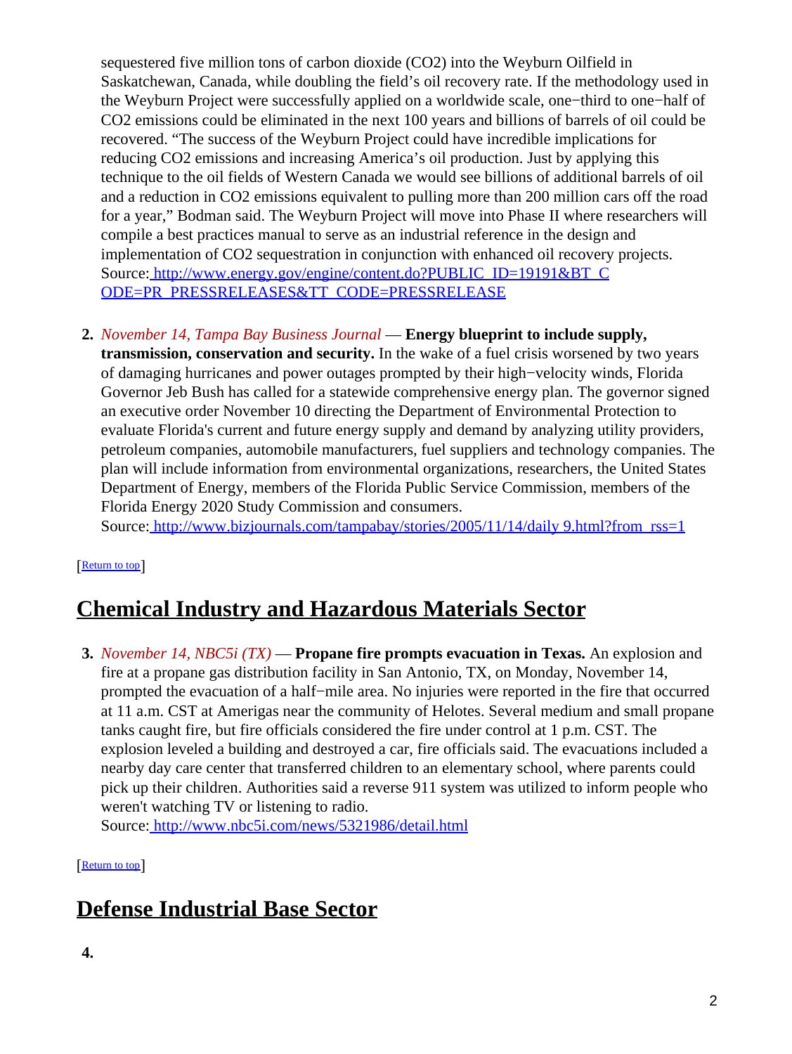sequestered five million tons of carbon dioxide ($CO_2$) into the Weyburn Oilfield in Saskatchewan, Canada, while doubling the field's oil recovery rate. If the methodology used in the Weyburn Project were successfully applied on a worldwide scale, one−third to one−half of $CO_2$ emissions could be eliminated in the next 100 years and billions of barrels of oil could be recovered. "The success of the Weyburn Project could have incredible implications for reducing $CO_2$ emissions and increasing America's oil production. Just by applying this technique to the oil fields of Western Canada we would see billions of additional barrels of oil and a reduction in $CO_2$ emissions equivalent to pulling more than 200 million cars off the road for a year," Bodman said. The Weyburn Project will move into Phase II where researchers will compile a best practices manual to serve as an industrial reference in the design and implementation of $CO_2$ sequestration in conjunction with enhanced oil recovery projects.
Source: [http://www.energy.gov/engine/content.do?PUBLIC_ID=19191&BT_CODE=PR_PRESSRELEASES&TT_CODE=PRESSRELEASE](http://www.energy.gov/engine/content.do?PUBLIC_ID=19191&BT_CODE=PR_PRESSRELEASES&TT_CODE=PRESSRELEASE)

2. *November 14, Tampa Bay Business Journal* — **Energy blueprint to include supply, transmission, conservation and security.** In the wake of a fuel crisis worsened by two years of damaging hurricanes and power outages prompted by their high−velocity winds, Florida Governor Jeb Bush has called for a statewide comprehensive energy plan. The governor signed an executive order November 10 directing the Department of Environmental Protection to evaluate Florida's current and future energy supply and demand by analyzing utility providers, petroleum companies, automobile manufacturers, fuel suppliers and technology companies. The plan will include information from environmental organizations, researchers, the United States Department of Energy, members of the Florida Public Service Commission, members of the Florida Energy 2020 Study Commission and consumers.
Source: [http://www.bizjournals.com/tampabay/stories/2005/11/14/daily9.html?from_rss=1](http://www.bizjournals.com/tampabay/stories/2005/11/14/daily9.html?from_rss=1)

[Return to top]

## Chemical Industry and Hazardous Materials Sector

3. *November 14, NBC5i (TX)* — **Propane fire prompts evacuation in Texas.** An explosion and fire at a propane gas distribution facility in San Antonio, TX, on Monday, November 14, prompted the evacuation of a half−mile area. No injuries were reported in the fire that occurred at 11 a.m. CST at Amerigas near the community of Helotes. Several medium and small propane tanks caught fire, but fire officials considered the fire under control at 1 p.m. CST. The explosion leveled a building and destroyed a car, fire officials said. The evacuations included a nearby day care center that transferred children to an elementary school, where parents could pick up their children. Authorities said a reverse 911 system was utilized to inform people who weren't watching TV or listening to radio.
Source: [http://www.nbc5i.com/news/5321986/detail.html](http://www.nbc5i.com/news/5321986/detail.html)

[Return to top]

## Defense Industrial Base Sector

4.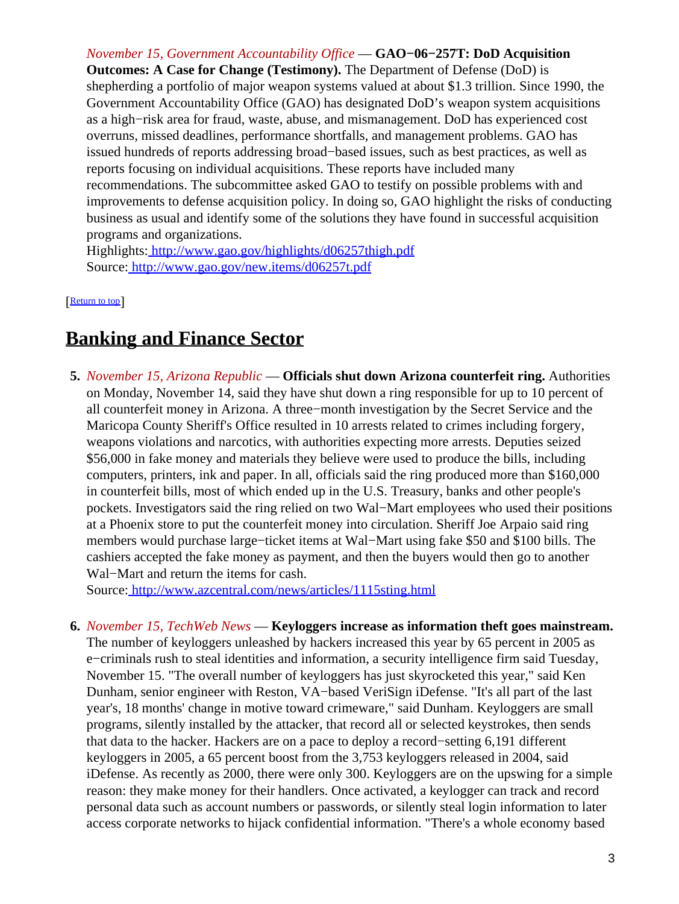*November 15, Government Accountability Office* — **GAO−06−257T: DoD Acquisition Outcomes: A Case for Change (Testimony).** The Department of Defense (DoD) is shepherding a portfolio of major weapon systems valued at about $1.3 trillion. Since 1990, the Government Accountability Office (GAO) has designated DoD's weapon system acquisitions as a high−risk area for fraud, waste, abuse, and mismanagement. DoD has experienced cost overruns, missed deadlines, performance shortfalls, and management problems. GAO has issued hundreds of reports addressing broad−based issues, such as best practices, as well as reports focusing on individual acquisitions. These reports have included many recommendations. The subcommittee asked GAO to testify on possible problems with and improvements to defense acquisition policy. In doing so, GAO highlight the risks of conducting business as usual and identify some of the solutions they have found in successful acquisition programs and organizations.
Highlights: http://www.gao.gov/highlights/d06257thigh.pdf
Source: http://www.gao.gov/new.items/d06257t.pdf

[Return to top]

## Banking and Finance Sector

5. *November 15, Arizona Republic* — **Officials shut down Arizona counterfeit ring.** Authorities on Monday, November 14, said they have shut down a ring responsible for up to 10 percent of all counterfeit money in Arizona. A three−month investigation by the Secret Service and the Maricopa County Sheriff's Office resulted in 10 arrests related to crimes including forgery, weapons violations and narcotics, with authorities expecting more arrests. Deputies seized $56,000 in fake money and materials they believe were used to produce the bills, including computers, printers, ink and paper. In all, officials said the ring produced more than $160,000 in counterfeit bills, most of which ended up in the U.S. Treasury, banks and other people's pockets. Investigators said the ring relied on two Wal−Mart employees who used their positions at a Phoenix store to put the counterfeit money into circulation. Sheriff Joe Arpaio said ring members would purchase large−ticket items at Wal−Mart using fake $50 and $100 bills. The cashiers accepted the fake money as payment, and then the buyers would then go to another Wal−Mart and return the items for cash.
Source: http://www.azcentral.com/news/articles/1115sting.html

6. *November 15, TechWeb News* — **Keyloggers increase as information theft goes mainstream.** The number of keyloggers unleashed by hackers increased this year by 65 percent in 2005 as e−criminals rush to steal identities and information, a security intelligence firm said Tuesday, November 15. "The overall number of keyloggers has just skyrocketed this year," said Ken Dunham, senior engineer with Reston, VA−based VeriSign iDefense. "It's all part of the last year's, 18 months' change in motive toward crimeware," said Dunham. Keyloggers are small programs, silently installed by the attacker, that record all or selected keystrokes, then sends that data to the hacker. Hackers are on a pace to deploy a record−setting 6,191 different keyloggers in 2005, a 65 percent boost from the 3,753 keyloggers released in 2004, said iDefense. As recently as 2000, there were only 300. Keyloggers are on the upswing for a simple reason: they make money for their handlers. Once activated, a keylogger can track and record personal data such as account numbers or passwords, or silently steal login information to later access corporate networks to hijack confidential information. "There's a whole economy based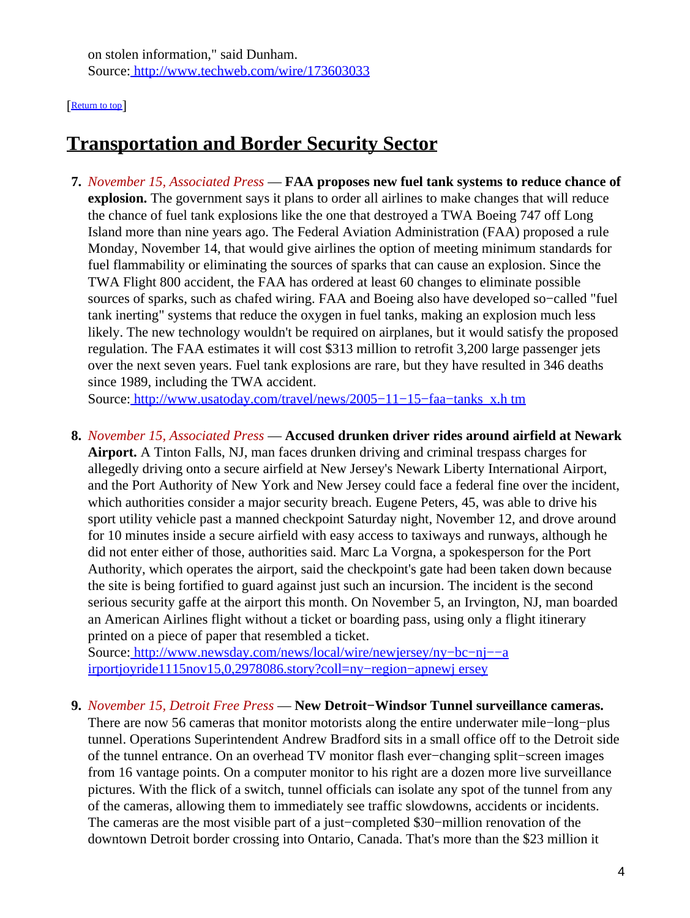on stolen information," said Dunham.
Source: http://www.techweb.com/wire/173603033

[Return to top]

## Transportation and Border Security Sector

7. *November 15, Associated Press* — **FAA proposes new fuel tank systems to reduce chance of explosion.** The government says it plans to order all airlines to make changes that will reduce the chance of fuel tank explosions like the one that destroyed a TWA Boeing 747 off Long Island more than nine years ago. The Federal Aviation Administration (FAA) proposed a rule Monday, November 14, that would give airlines the option of meeting minimum standards for fuel flammability or eliminating the sources of sparks that can cause an explosion. Since the TWA Flight 800 accident, the FAA has ordered at least 60 changes to eliminate possible sources of sparks, such as chafed wiring. FAA and Boeing also have developed so−called "fuel tank inerting" systems that reduce the oxygen in fuel tanks, making an explosion much less likely. The new technology wouldn't be required on airplanes, but it would satisfy the proposed regulation. The FAA estimates it will cost $313 million to retrofit 3,200 large passenger jets over the next seven years. Fuel tank explosions are rare, but they have resulted in 346 deaths since 1989, including the TWA accident.
Source: http://www.usatoday.com/travel/news/2005−11−15−faa−tanks_x.htm

8. *November 15, Associated Press* — **Accused drunken driver rides around airfield at Newark Airport.** A Tinton Falls, NJ, man faces drunken driving and criminal trespass charges for allegedly driving onto a secure airfield at New Jersey's Newark Liberty International Airport, and the Port Authority of New York and New Jersey could face a federal fine over the incident, which authorities consider a major security breach. Eugene Peters, 45, was able to drive his sport utility vehicle past a manned checkpoint Saturday night, November 12, and drove around for 10 minutes inside a secure airfield with easy access to taxiways and runways, although he did not enter either of those, authorities said. Marc La Vorgna, a spokesperson for the Port Authority, which operates the airport, said the checkpoint's gate had been taken down because the site is being fortified to guard against just such an incursion. The incident is the second serious security gaffe at the airport this month. On November 5, an Irvington, NJ, man boarded an American Airlines flight without a ticket or boarding pass, using only a flight itinerary printed on a piece of paper that resembled a ticket.
Source: http://www.newsday.com/news/local/wire/newjersey/ny−bc−nj−−airportjoyride1115nov15,0,2978086.story?coll=ny−region−apnewjersey

9. *November 15, Detroit Free Press* — **New Detroit−Windsor Tunnel surveillance cameras.** There are now 56 cameras that monitor motorists along the entire underwater mile−long−plus tunnel. Operations Superintendent Andrew Bradford sits in a small office off to the Detroit side of the tunnel entrance. On an overhead TV monitor flash ever−changing split−screen images from 16 vantage points. On a computer monitor to his right are a dozen more live surveillance pictures. With the flick of a switch, tunnel officials can isolate any spot of the tunnel from any of the cameras, allowing them to immediately see traffic slowdowns, accidents or incidents. The cameras are the most visible part of a just−completed $30−million renovation of the downtown Detroit border crossing into Ontario, Canada. That's more than the $23 million it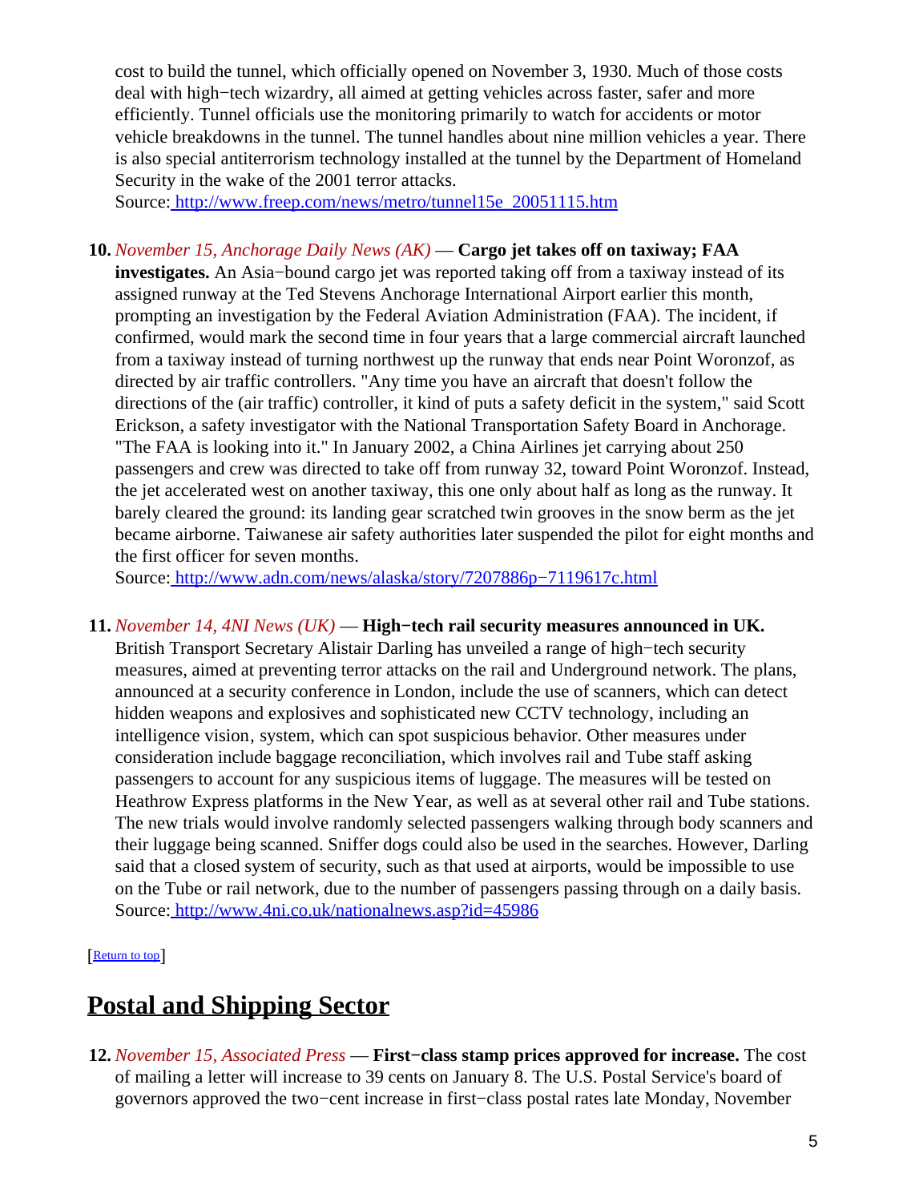cost to build the tunnel, which officially opened on November 3, 1930. Much of those costs deal with high−tech wizardry, all aimed at getting vehicles across faster, safer and more efficiently. Tunnel officials use the monitoring primarily to watch for accidents or motor vehicle breakdowns in the tunnel. The tunnel handles about nine million vehicles a year. There is also special antiterrorism technology installed at the tunnel by the Department of Homeland Security in the wake of the 2001 terror attacks.
Source: http://www.freep.com/news/metro/tunnel15e_20051115.htm

10. *November 15, Anchorage Daily News (AK)* — **Cargo jet takes off on taxiway; FAA investigates.** An Asia−bound cargo jet was reported taking off from a taxiway instead of its assigned runway at the Ted Stevens Anchorage International Airport earlier this month, prompting an investigation by the Federal Aviation Administration (FAA). The incident, if confirmed, would mark the second time in four years that a large commercial aircraft launched from a taxiway instead of turning northwest up the runway that ends near Point Woronzof, as directed by air traffic controllers. "Any time you have an aircraft that doesn't follow the directions of the (air traffic) controller, it kind of puts a safety deficit in the system," said Scott Erickson, a safety investigator with the National Transportation Safety Board in Anchorage. "The FAA is looking into it." In January 2002, a China Airlines jet carrying about 250 passengers and crew was directed to take off from runway 32, toward Point Woronzof. Instead, the jet accelerated west on another taxiway, this one only about half as long as the runway. It barely cleared the ground: its landing gear scratched twin grooves in the snow berm as the jet became airborne. Taiwanese air safety authorities later suspended the pilot for eight months and the first officer for seven months.
Source: http://www.adn.com/news/alaska/story/7207886p−7119617c.html

11. *November 14, 4NI News (UK)* — **High−tech rail security measures announced in UK.** British Transport Secretary Alistair Darling has unveiled a range of high−tech security measures, aimed at preventing terror attacks on the rail and Underground network. The plans, announced at a security conference in London, include the use of scanners, which can detect hidden weapons and explosives and sophisticated new CCTV technology, including an intelligence vision, system, which can spot suspicious behavior. Other measures under consideration include baggage reconciliation, which involves rail and Tube staff asking passengers to account for any suspicious items of luggage. The measures will be tested on Heathrow Express platforms in the New Year, as well as at several other rail and Tube stations. The new trials would involve randomly selected passengers walking through body scanners and their luggage being scanned. Sniffer dogs could also be used in the searches. However, Darling said that a closed system of security, such as that used at airports, would be impossible to use on the Tube or rail network, due to the number of passengers passing through on a daily basis.
Source: http://www.4ni.co.uk/nationalnews.asp?id=45986

[Return to top]

## Postal and Shipping Sector

12. *November 15, Associated Press* — **First−class stamp prices approved for increase.** The cost of mailing a letter will increase to 39 cents on January 8. The U.S. Postal Service's board of governors approved the two−cent increase in first−class postal rates late Monday, November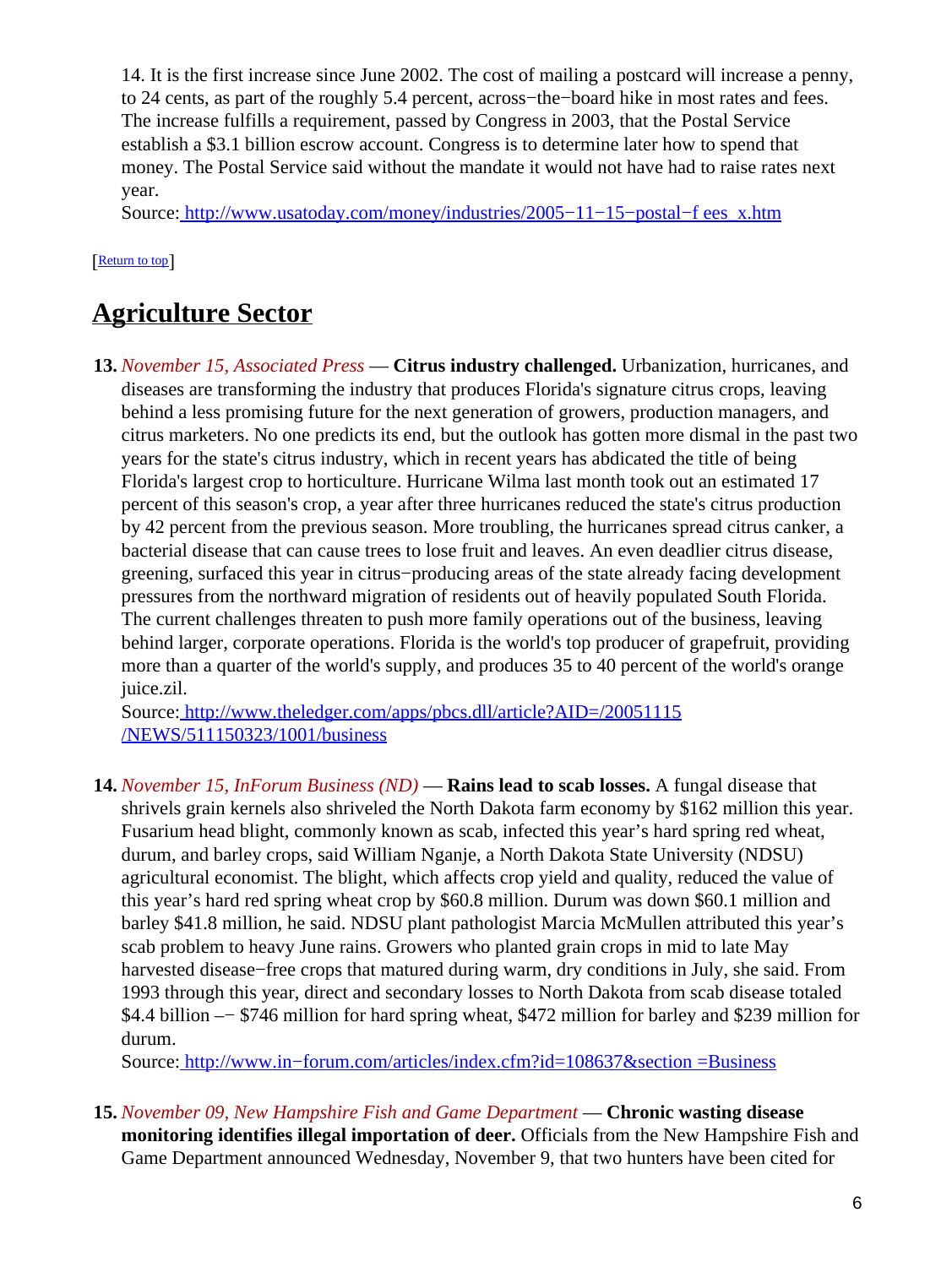14. It is the first increase since June 2002. The cost of mailing a postcard will increase a penny, to 24 cents, as part of the roughly 5.4 percent, across−the−board hike in most rates and fees. The increase fulfills a requirement, passed by Congress in 2003, that the Postal Service establish a $3.1 billion escrow account. Congress is to determine later how to spend that money. The Postal Service said without the mandate it would not have had to raise rates next year.
Source: [http://www.usatoday.com/money/industries/2005−11−15−postal−f ees_x.htm](http://www.usatoday.com/money/industries/2005-11-15-postal-fees_x.htm)

[Return to top]

## Agriculture Sector

**13.** *November 15, Associated Press* — **Citrus industry challenged.** Urbanization, hurricanes, and diseases are transforming the industry that produces Florida's signature citrus crops, leaving behind a less promising future for the next generation of growers, production managers, and citrus marketers. No one predicts its end, but the outlook has gotten more dismal in the past two years for the state's citrus industry, which in recent years has abdicated the title of being Florida's largest crop to horticulture. Hurricane Wilma last month took out an estimated 17 percent of this season's crop, a year after three hurricanes reduced the state's citrus production by 42 percent from the previous season. More troubling, the hurricanes spread citrus canker, a bacterial disease that can cause trees to lose fruit and leaves. An even deadlier citrus disease, greening, surfaced this year in citrus−producing areas of the state already facing development pressures from the northward migration of residents out of heavily populated South Florida. The current challenges threaten to push more family operations out of the business, leaving behind larger, corporate operations. Florida is the world's top producer of grapefruit, providing more than a quarter of the world's supply, and produces 35 to 40 percent of the world's orange juice.zil.
Source: [http://www.theledger.com/apps/pbcs.dll/article?AID=/20051115/NEWS/511150323/1001/business](http://www.theledger.com/apps/pbcs.dll/article?AID=/20051115/NEWS/511150323/1001/business)

**14.** *November 15, InForum Business (ND)* — **Rains lead to scab losses.** A fungal disease that shrivels grain kernels also shriveled the North Dakota farm economy by $162 million this year. Fusarium head blight, commonly known as scab, infected this year's hard spring red wheat, durum, and barley crops, said William Nganje, a North Dakota State University (NDSU) agricultural economist. The blight, which affects crop yield and quality, reduced the value of this year's hard red spring wheat crop by $60.8 million. Durum was down $60.1 million and barley $41.8 million, he said. NDSU plant pathologist Marcia McMullen attributed this year's scab problem to heavy June rains. Growers who planted grain crops in mid to late May harvested disease−free crops that matured during warm, dry conditions in July, she said. From 1993 through this year, direct and secondary losses to North Dakota from scab disease totaled $4.4 billion –− $746 million for hard spring wheat, $472 million for barley and $239 million for durum.
Source: [http://www.in−forum.com/articles/index.cfm?id=108637&section =Business](http://www.in-forum.com/articles/index.cfm?id=108637&section=Business)

**15.** *November 09, New Hampshire Fish and Game Department* — **Chronic wasting disease monitoring identifies illegal importation of deer.** Officials from the New Hampshire Fish and Game Department announced Wednesday, November 9, that two hunters have been cited for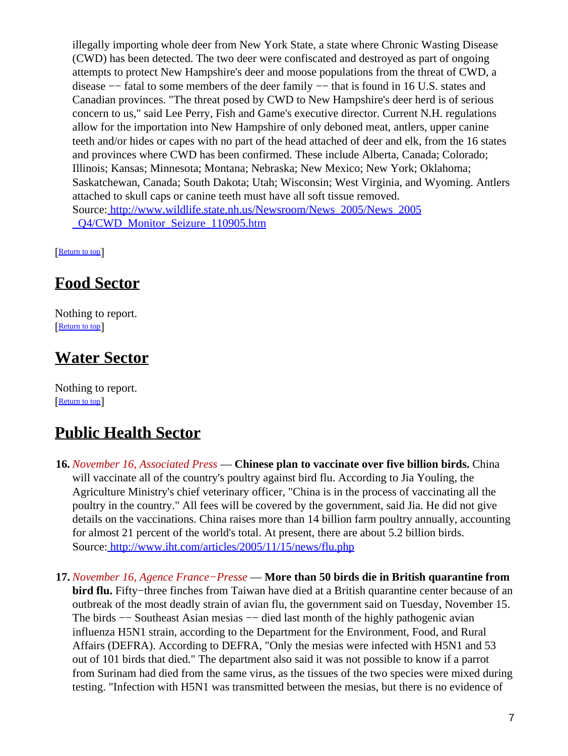illegally importing whole deer from New York State, a state where Chronic Wasting Disease (CWD) has been detected. The two deer were confiscated and destroyed as part of ongoing attempts to protect New Hampshire's deer and moose populations from the threat of CWD, a disease −− fatal to some members of the deer family −− that is found in 16 U.S. states and Canadian provinces. "The threat posed by CWD to New Hampshire's deer herd is of serious concern to us," said Lee Perry, Fish and Game's executive director. Current N.H. regulations allow for the importation into New Hampshire of only deboned meat, antlers, upper canine teeth and/or hides or capes with no part of the head attached of deer and elk, from the 16 states and provinces where CWD has been confirmed. These include Alberta, Canada; Colorado; Illinois; Kansas; Minnesota; Montana; Nebraska; New Mexico; New York; Oklahoma; Saskatchewan, Canada; South Dakota; Utah; Wisconsin; West Virginia, and Wyoming. Antlers attached to skull caps or canine teeth must have all soft tissue removed.
Source: http://www.wildlife.state.nh.us/Newsroom/News_2005/News_2005_Q4/CWD_Monitor_Seizure_110905.htm

[Return to top]

# Food Sector

Nothing to report.
[Return to top]

# Water Sector

Nothing to report.
[Return to top]

# Public Health Sector

16. *November 16, Associated Press* — **Chinese plan to vaccinate over five billion birds.** China will vaccinate all of the country's poultry against bird flu. According to Jia Youling, the Agriculture Ministry's chief veterinary officer, "China is in the process of vaccinating all the poultry in the country." All fees will be covered by the government, said Jia. He did not give details on the vaccinations. China raises more than 14 billion farm poultry annually, accounting for almost 21 percent of the world's total. At present, there are about 5.2 billion birds.
Source: http://www.iht.com/articles/2005/11/15/news/flu.php

17. *November 16, Agence France−Presse* — **More than 50 birds die in British quarantine from bird flu.** Fifty−three finches from Taiwan have died at a British quarantine center because of an outbreak of the most deadly strain of avian flu, the government said on Tuesday, November 15. The birds −− Southeast Asian mesias −− died last month of the highly pathogenic avian influenza H5N1 strain, according to the Department for the Environment, Food, and Rural Affairs (DEFRA). According to DEFRA, "Only the mesias were infected with H5N1 and 53 out of 101 birds that died." The department also said it was not possible to know if a parrot from Surinam had died from the same virus, as the tissues of the two species were mixed during testing. "Infection with H5N1 was transmitted between the mesias, but there is no evidence of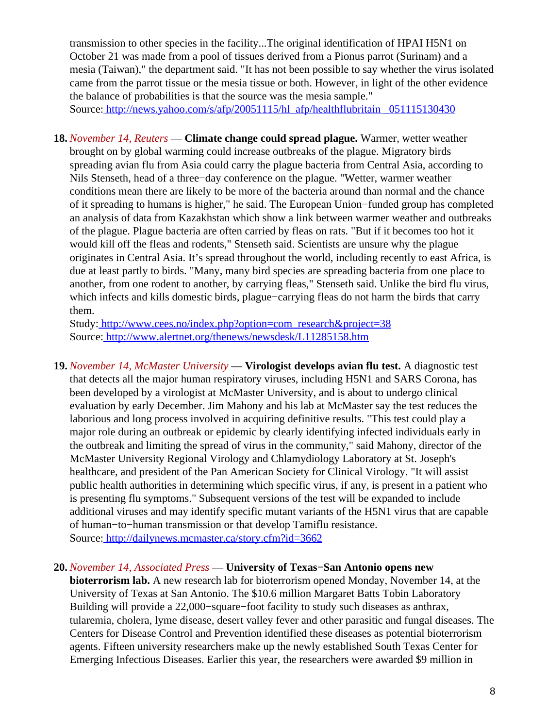transmission to other species in the facility...The original identification of HPAI H5N1 on October 21 was made from a pool of tissues derived from a Pionus parrot (Surinam) and a mesia (Taiwan)," the department said. "It has not been possible to say whether the virus isolated came from the parrot tissue or the mesia tissue or both. However, in light of the other evidence the balance of probabilities is that the source was the mesia sample."
Source: http://news.yahoo.com/s/afp/20051115/hl_afp/healthflubritain_051115130430

18. *November 14, Reuters* — **Climate change could spread plague.** Warmer, wetter weather brought on by global warming could increase outbreaks of the plague. Migratory birds spreading avian flu from Asia could carry the plague bacteria from Central Asia, according to Nils Stenseth, head of a three−day conference on the plague. "Wetter, warmer weather conditions mean there are likely to be more of the bacteria around than normal and the chance of it spreading to humans is higher," he said. The European Union−funded group has completed an analysis of data from Kazakhstan which show a link between warmer weather and outbreaks of the plague. Plague bacteria are often carried by fleas on rats. "But if it becomes too hot it would kill off the fleas and rodents," Stenseth said. Scientists are unsure why the plague originates in Central Asia. It's spread throughout the world, including recently to east Africa, is due at least partly to birds. "Many, many bird species are spreading bacteria from one place to another, from one rodent to another, by carrying fleas," Stenseth said. Unlike the bird flu virus, which infects and kills domestic birds, plague−carrying fleas do not harm the birds that carry them.
Study: http://www.cees.no/index.php?option=com_research&project=38
Source: http://www.alertnet.org/thenews/newsdesk/L11285158.htm

19. *November 14, McMaster University* — **Virologist develops avian flu test.** A diagnostic test that detects all the major human respiratory viruses, including H5N1 and SARS Corona, has been developed by a virologist at McMaster University, and is about to undergo clinical evaluation by early December. Jim Mahony and his lab at McMaster say the test reduces the laborious and long process involved in acquiring definitive results. "This test could play a major role during an outbreak or epidemic by clearly identifying infected individuals early in the outbreak and limiting the spread of virus in the community," said Mahony, director of the McMaster University Regional Virology and Chlamydiology Laboratory at St. Joseph's healthcare, and president of the Pan American Society for Clinical Virology. "It will assist public health authorities in determining which specific virus, if any, is present in a patient who is presenting flu symptoms." Subsequent versions of the test will be expanded to include additional viruses and may identify specific mutant variants of the H5N1 virus that are capable of human−to−human transmission or that develop Tamiflu resistance.
Source: http://dailynews.mcmaster.ca/story.cfm?id=3662

20. *November 14, Associated Press* — **University of Texas−San Antonio opens new bioterrorism lab.** A new research lab for bioterrorism opened Monday, November 14, at the University of Texas at San Antonio. The $10.6 million Margaret Batts Tobin Laboratory Building will provide a 22,000−square−foot facility to study such diseases as anthrax, tularemia, cholera, lyme disease, desert valley fever and other parasitic and fungal diseases. The Centers for Disease Control and Prevention identified these diseases as potential bioterrorism agents. Fifteen university researchers make up the newly established South Texas Center for Emerging Infectious Diseases. Earlier this year, the researchers were awarded $9 million in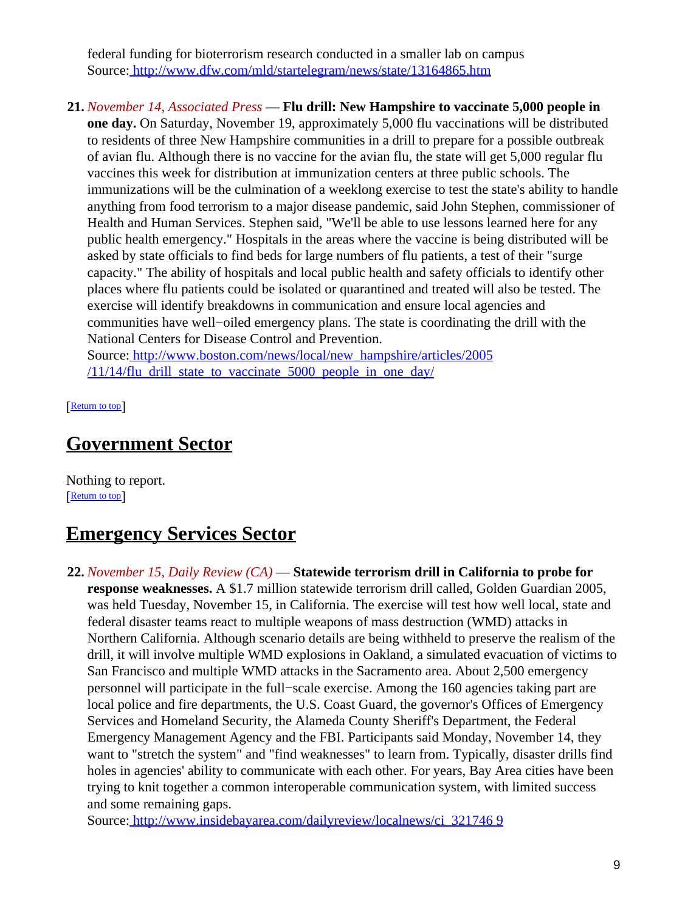federal funding for bioterrorism research conducted in a smaller lab on campus
Source: http://www.dfw.com/mld/startelegram/news/state/13164865.htm

21. *November 14, Associated Press* — **Flu drill: New Hampshire to vaccinate 5,000 people in one day.** On Saturday, November 19, approximately 5,000 flu vaccinations will be distributed to residents of three New Hampshire communities in a drill to prepare for a possible outbreak of avian flu. Although there is no vaccine for the avian flu, the state will get 5,000 regular flu vaccines this week for distribution at immunization centers at three public schools. The immunizations will be the culmination of a weeklong exercise to test the state's ability to handle anything from food terrorism to a major disease pandemic, said John Stephen, commissioner of Health and Human Services. Stephen said, "We'll be able to use lessons learned here for any public health emergency." Hospitals in the areas where the vaccine is being distributed will be asked by state officials to find beds for large numbers of flu patients, a test of their "surge capacity." The ability of hospitals and local public health and safety officials to identify other places where flu patients could be isolated or quarantined and treated will also be tested. The exercise will identify breakdowns in communication and ensure local agencies and communities have well−oiled emergency plans. The state is coordinating the drill with the National Centers for Disease Control and Prevention.
Source: http://www.boston.com/news/local/new_hampshire/articles/2005/11/14/flu_drill_state_to_vaccinate_5000_people_in_one_day/

[Return to top]

## Government Sector

Nothing to report.
[Return to top]

## Emergency Services Sector

22. *November 15, Daily Review (CA)* — **Statewide terrorism drill in California to probe for response weaknesses.** A $1.7 million statewide terrorism drill called, Golden Guardian 2005, was held Tuesday, November 15, in California. The exercise will test how well local, state and federal disaster teams react to multiple weapons of mass destruction (WMD) attacks in Northern California. Although scenario details are being withheld to preserve the realism of the drill, it will involve multiple WMD explosions in Oakland, a simulated evacuation of victims to San Francisco and multiple WMD attacks in the Sacramento area. About 2,500 emergency personnel will participate in the full−scale exercise. Among the 160 agencies taking part are local police and fire departments, the U.S. Coast Guard, the governor's Offices of Emergency Services and Homeland Security, the Alameda County Sheriff's Department, the Federal Emergency Management Agency and the FBI. Participants said Monday, November 14, they want to "stretch the system" and "find weaknesses" to learn from. Typically, disaster drills find holes in agencies' ability to communicate with each other. For years, Bay Area cities have been trying to knit together a common interoperable communication system, with limited success and some remaining gaps.
Source: http://www.insidebayarea.com/dailyreview/localnews/ci_3217469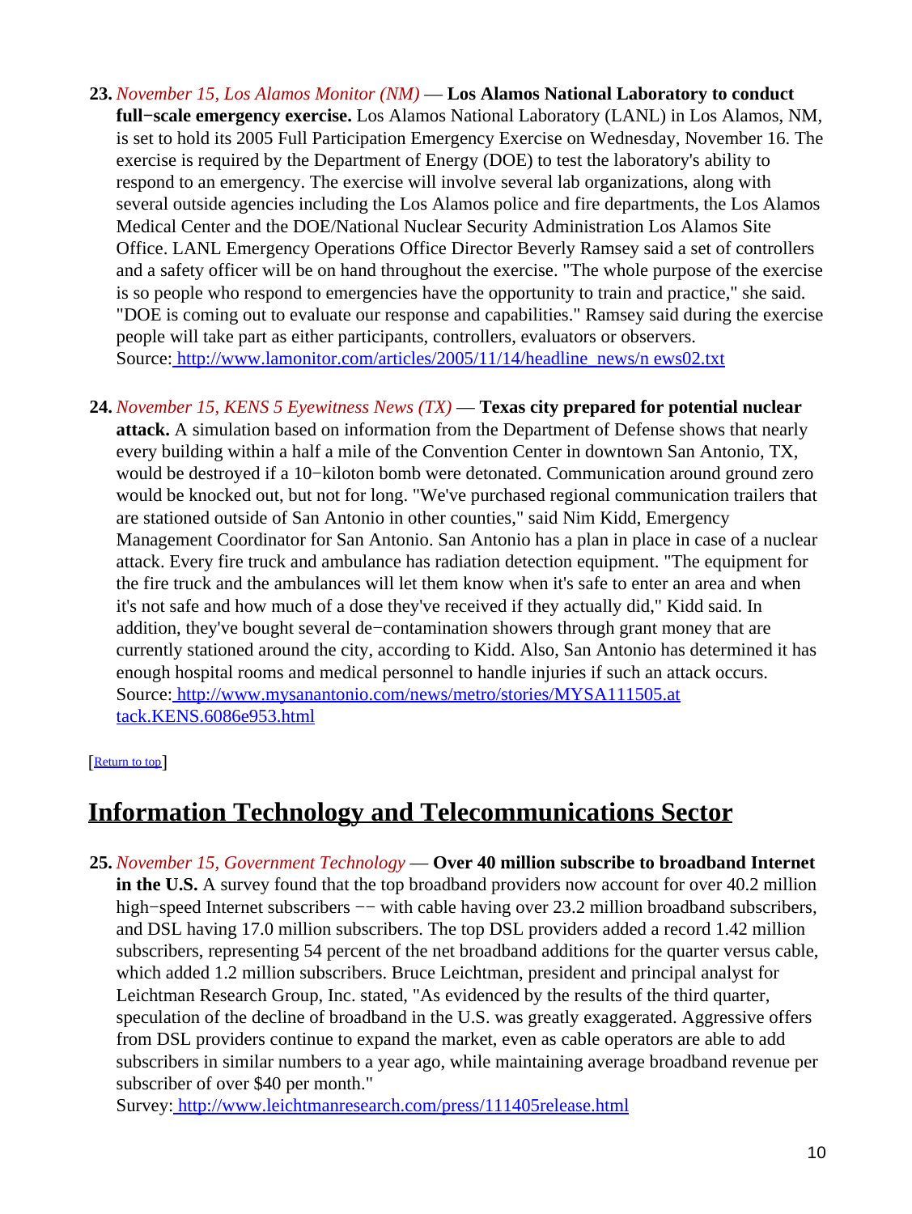23. *November 15, Los Alamos Monitor (NM)* — **Los Alamos National Laboratory to conduct full−scale emergency exercise.** Los Alamos National Laboratory (LANL) in Los Alamos, NM, is set to hold its 2005 Full Participation Emergency Exercise on Wednesday, November 16. The exercise is required by the Department of Energy (DOE) to test the laboratory's ability to respond to an emergency. The exercise will involve several lab organizations, along with several outside agencies including the Los Alamos police and fire departments, the Los Alamos Medical Center and the DOE/National Nuclear Security Administration Los Alamos Site Office. LANL Emergency Operations Office Director Beverly Ramsey said a set of controllers and a safety officer will be on hand throughout the exercise. "The whole purpose of the exercise is so people who respond to emergencies have the opportunity to train and practice," she said. "DOE is coming out to evaluate our response and capabilities." Ramsey said during the exercise people will take part as either participants, controllers, evaluators or observers.
Source: [http://www.lamonitor.com/articles/2005/11/14/headline_news/n ews02.txt](http://www.lamonitor.com/articles/2005/11/14/headline_news/news02.txt)

24. *November 15, KENS 5 Eyewitness News (TX)* — **Texas city prepared for potential nuclear attack.** A simulation based on information from the Department of Defense shows that nearly every building within a half a mile of the Convention Center in downtown San Antonio, TX, would be destroyed if a 10−kiloton bomb were detonated. Communication around ground zero would be knocked out, but not for long. "We've purchased regional communication trailers that are stationed outside of San Antonio in other counties," said Nim Kidd, Emergency Management Coordinator for San Antonio. San Antonio has a plan in place in case of a nuclear attack. Every fire truck and ambulance has radiation detection equipment. "The equipment for the fire truck and the ambulances will let them know when it's safe to enter an area and when it's not safe and how much of a dose they've received if they actually did," Kidd said. In addition, they've bought several de−contamination showers through grant money that are currently stationed around the city, according to Kidd. Also, San Antonio has determined it has enough hospital rooms and medical personnel to handle injuries if such an attack occurs.
Source: [http://www.mysanantonio.com/news/metro/stories/MYSA111505.at tack.KENS.6086e953.html](http://www.mysanantonio.com/news/metro/stories/MYSA111505.attack.KENS.6086e953.html)

[Return to top]

## Information Technology and Telecommunications Sector

25. *November 15, Government Technology* — **Over 40 million subscribe to broadband Internet in the U.S.** A survey found that the top broadband providers now account for over 40.2 million high−speed Internet subscribers −− with cable having over 23.2 million broadband subscribers, and DSL having 17.0 million subscribers. The top DSL providers added a record 1.42 million subscribers, representing 54 percent of the net broadband additions for the quarter versus cable, which added 1.2 million subscribers. Bruce Leichtman, president and principal analyst for Leichtman Research Group, Inc. stated, "As evidenced by the results of the third quarter, speculation of the decline of broadband in the U.S. was greatly exaggerated. Aggressive offers from DSL providers continue to expand the market, even as cable operators are able to add subscribers in similar numbers to a year ago, while maintaining average broadband revenue per subscriber of over $40 per month."
Survey: [http://www.leichtmanresearch.com/press/111405release.html](http://www.leichtmanresearch.com/press/111405release.html)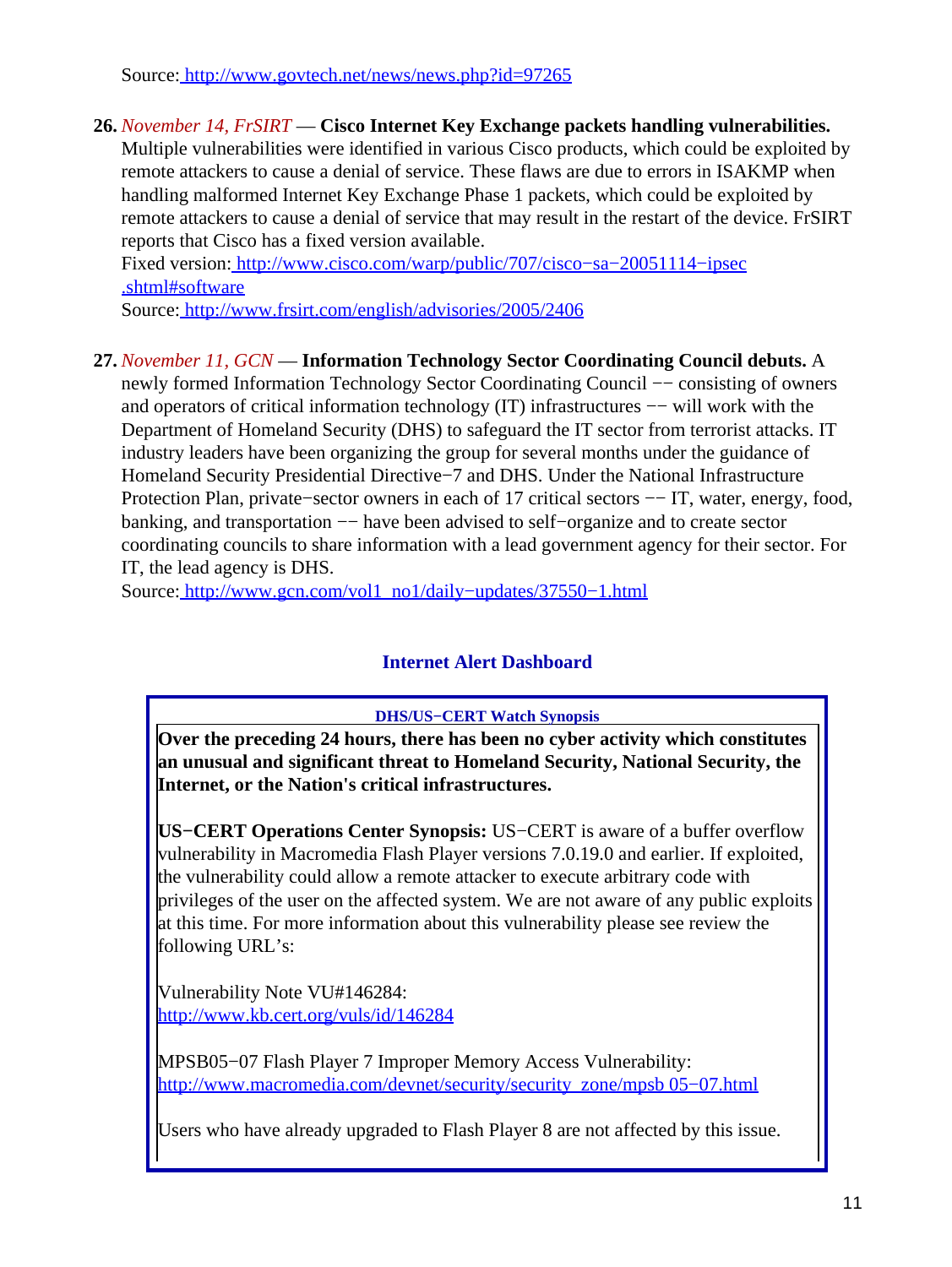Source: http://www.govtech.net/news/news.php?id=97265

**26.** *November 14, FrSIRT* — **Cisco Internet Key Exchange packets handling vulnerabilities.** Multiple vulnerabilities were identified in various Cisco products, which could be exploited by remote attackers to cause a denial of service. These flaws are due to errors in ISAKMP when handling malformed Internet Key Exchange Phase 1 packets, which could be exploited by remote attackers to cause a denial of service that may result in the restart of the device. FrSIRT reports that Cisco has a fixed version available.
Fixed version: http://www.cisco.com/warp/public/707/cisco−sa−20051114−ipsec.shtml#software
Source: http://www.frsirt.com/english/advisories/2005/2406

**27.** *November 11, GCN* — **Information Technology Sector Coordinating Council debuts.** A newly formed Information Technology Sector Coordinating Council −− consisting of owners and operators of critical information technology (IT) infrastructures −− will work with the Department of Homeland Security (DHS) to safeguard the IT sector from terrorist attacks. IT industry leaders have been organizing the group for several months under the guidance of Homeland Security Presidential Directive−7 and DHS. Under the National Infrastructure Protection Plan, private−sector owners in each of 17 critical sectors −− IT, water, energy, food, banking, and transportation −− have been advised to self−organize and to create sector coordinating councils to share information with a lead government agency for their sector. For IT, the lead agency is DHS.
Source: http://www.gcn.com/vol1_no1/daily−updates/37550−1.html

## Internet Alert Dashboard

**DHS/US−CERT Watch Synopsis**

**Over the preceding 24 hours, there has been no cyber activity which constitutes an unusual and significant threat to Homeland Security, National Security, the Internet, or the Nation's critical infrastructures.**

**US−CERT Operations Center Synopsis:** US−CERT is aware of a buffer overflow vulnerability in Macromedia Flash Player versions 7.0.19.0 and earlier. If exploited, the vulnerability could allow a remote attacker to execute arbitrary code with privileges of the user on the affected system. We are not aware of any public exploits at this time. For more information about this vulnerability please see review the following URL's:

Vulnerability Note VU#146284:
http://www.kb.cert.org/vuls/id/146284

MPSB05−07 Flash Player 7 Improper Memory Access Vulnerability:
http://www.macromedia.com/devnet/security/security_zone/mpsb 05−07.html

Users who have already upgraded to Flash Player 8 are not affected by this issue.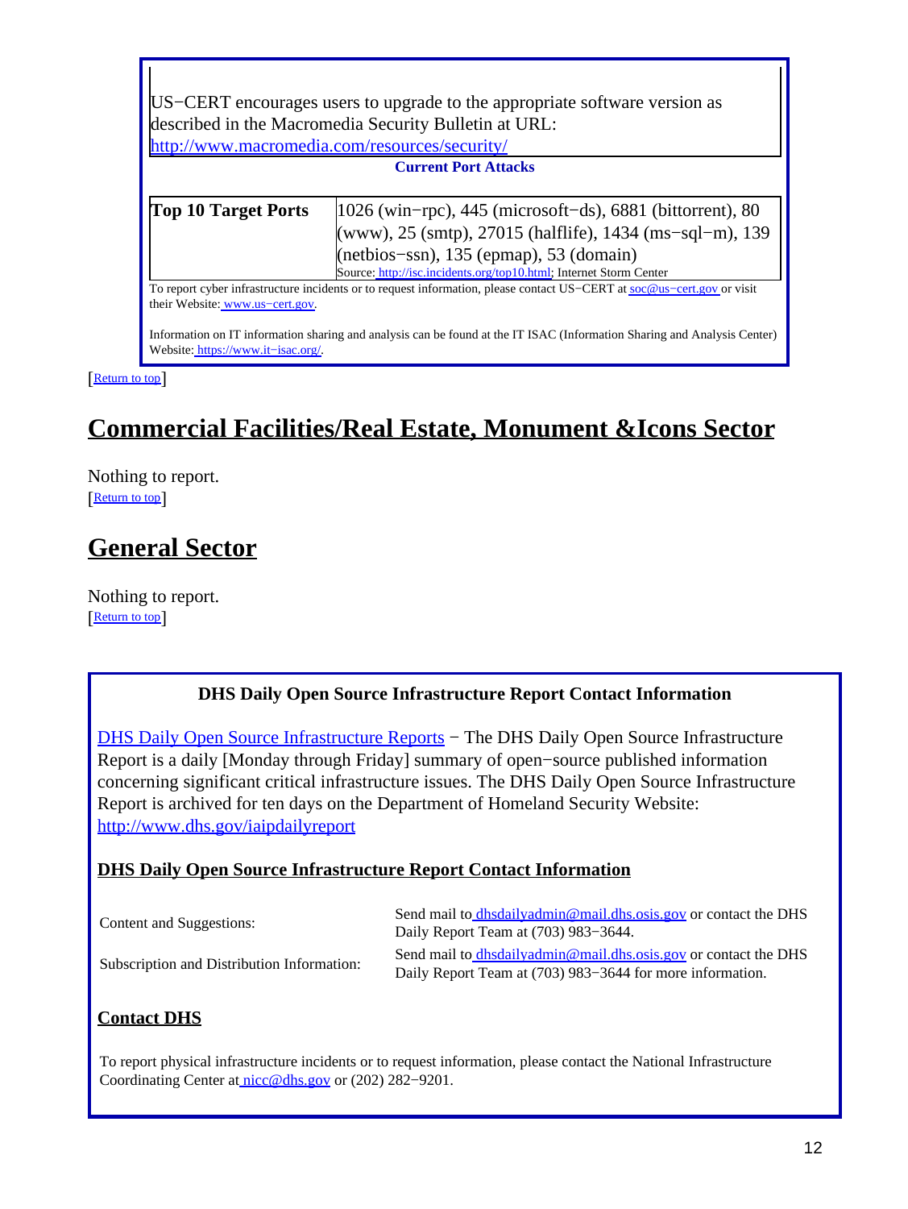US−CERT encourages users to upgrade to the appropriate software version as described in the Macromedia Security Bulletin at URL: http://www.macromedia.com/resources/security/

**Current Port Attacks**

| **Top 10 Target Ports** | 1026 (win−rpc), 445 (microsoft−ds), 6881 (bittorrent), 80 (www), 25 (smtp), 27015 (halflife), 1434 (ms−sql−m), 139 (netbios−ssn), 135 (epmap), 53 (domain)<br>Source: http://isc.incidents.org/top10.html; Internet Storm Center |
|---|---|

To report cyber infrastructure incidents or to request information, please contact US−CERT at soc@us−cert.gov or visit their Website: www.us−cert.gov.

Information on IT information sharing and analysis can be found at the IT ISAC (Information Sharing and Analysis Center) Website: https://www.it−isac.org/.

[Return to top]

## Commercial Facilities/Real Estate, Monument &Icons Sector

Nothing to report.
[Return to top]

## General Sector

Nothing to report.
[Return to top]

**DHS Daily Open Source Infrastructure Report Contact Information**

DHS Daily Open Source Infrastructure Reports − The DHS Daily Open Source Infrastructure Report is a daily [Monday through Friday] summary of open−source published information concerning significant critical infrastructure issues. The DHS Daily Open Source Infrastructure Report is archived for ten days on the Department of Homeland Security Website: http://www.dhs.gov/iaipdailyreport

### DHS Daily Open Source Infrastructure Report Contact Information

| | |
|---|---|
| Content and Suggestions: | Send mail to dhsdailyadmin@mail.dhs.osis.gov or contact the DHS Daily Report Team at (703) 983−3644. |
| Subscription and Distribution Information: | Send mail to dhsdailyadmin@mail.dhs.osis.gov or contact the DHS Daily Report Team at (703) 983−3644 for more information. |

### Contact DHS

To report physical infrastructure incidents or to request information, please contact the National Infrastructure Coordinating Center at nicc@dhs.gov or (202) 282−9201.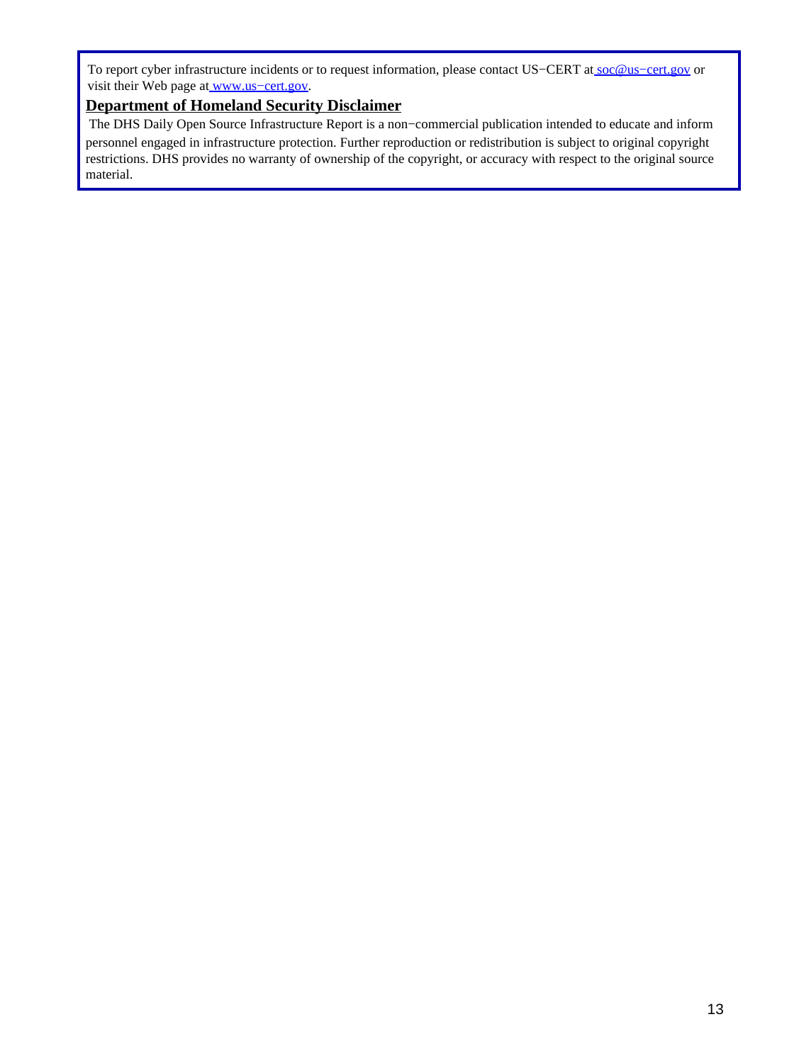To report cyber infrastructure incidents or to request information, please contact US−CERT at soc@us−cert.gov or visit their Web page at www.us−cert.gov.

## Department of Homeland Security Disclaimer

The DHS Daily Open Source Infrastructure Report is a non−commercial publication intended to educate and inform personnel engaged in infrastructure protection. Further reproduction or redistribution is subject to original copyright restrictions. DHS provides no warranty of ownership of the copyright, or accuracy with respect to the original source material.